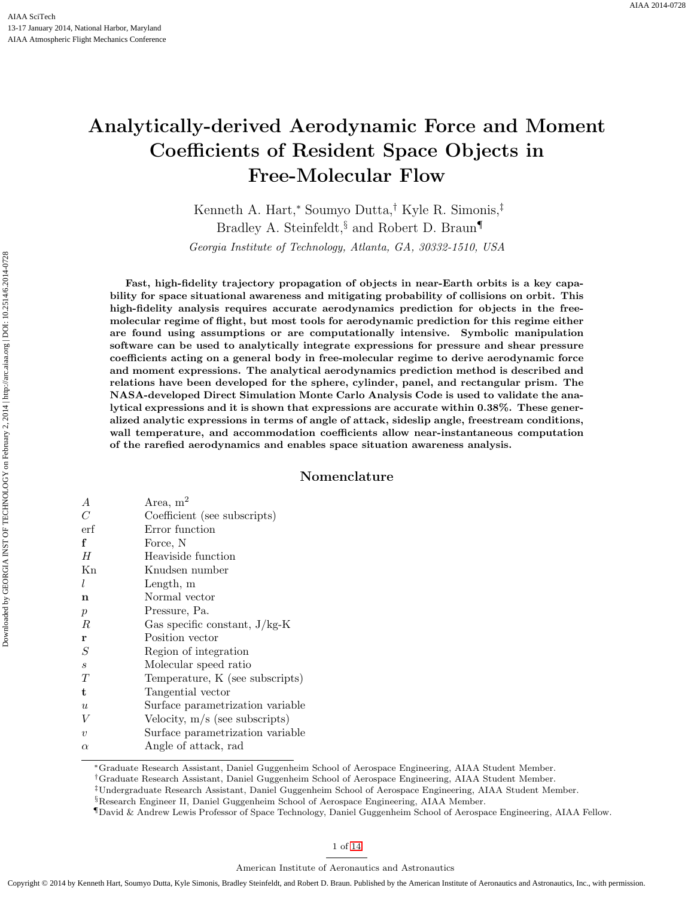# Analytically-derived Aerodynamic Force and Moment Coefficients of Resident Space Objects in Free-Molecular Flow

Kenneth A. Hart,[*] Soumyo Dutta,[†] Kyle R. Simonis,[‡] Bradley A. Steinfeldt,[§] and Robert D. Braun[¶]

*Georgia Institute of Technology, Atlanta, GA, 30332-1510, USA*

**Fast, high-fidelity trajectory propagation of objects in near-Earth orbits is a key capability for space situational awareness and mitigating probability of collisions on orbit. This high-fidelity analysis requires accurate aerodynamics prediction for objects in the free-molecular regime of flight, but most tools for aerodynamic prediction for this regime either are found using assumptions or are computationally intensive. Symbolic manipulation software can be used to analytically integrate expressions for pressure and shear pressure coefficients acting on a general body in free-molecular regime to derive aerodynamic force and moment expressions. The analytical aerodynamics prediction method is described and relations have been developed for the sphere, cylinder, panel, and rectangular prism. The NASA-developed Direct Simulation Monte Carlo Analysis Code is used to validate the analytical expressions and it is shown that expressions are accurate within 0.38%. These generalized analytic expressions in terms of angle of attack, sideslip angle, freestream conditions, wall temperature, and accommodation coefficients allow near-instantaneous computation of the rarefied aerodynamics and enables space situation awareness analysis.**

## Nomenclature

| | |
|---|---|
| $A$ | Area, m$^2$ |
| $C$ | Coefficient (see subscripts) |
| erf | Error function |
| $\mathbf{f}$ | Force, N |
| $H$ | Heaviside function |
| Kn | Knudsen number |
| $l$ | Length, m |
| $\mathbf{n}$ | Normal vector |
| $p$ | Pressure, Pa. |
| $R$ | Gas specific constant, J/kg-K |
| $\mathbf{r}$ | Position vector |
| $S$ | Region of integration |
| $s$ | Molecular speed ratio |
| $T$ | Temperature, K (see subscripts) |
| $\mathbf{t}$ | Tangential vector |
| $u$ | Surface parametrization variable |
| $V$ | Velocity, m/s (see subscripts) |
| $v$ | Surface parametrization variable |
| $\alpha$ | Angle of attack, rad |

[*] Graduate Research Assistant, Daniel Guggenheim School of Aerospace Engineering, AIAA Student Member.

[†] Graduate Research Assistant, Daniel Guggenheim School of Aerospace Engineering, AIAA Student Member.

[‡] Undergraduate Research Assistant, Daniel Guggenheim School of Aerospace Engineering, AIAA Student Member.

[§] Research Engineer II, Daniel Guggenheim School of Aerospace Engineering, AIAA Member.

[¶] David & Andrew Lewis Professor of Space Technology, Daniel Guggenheim School of Aerospace Engineering, AIAA Fellow.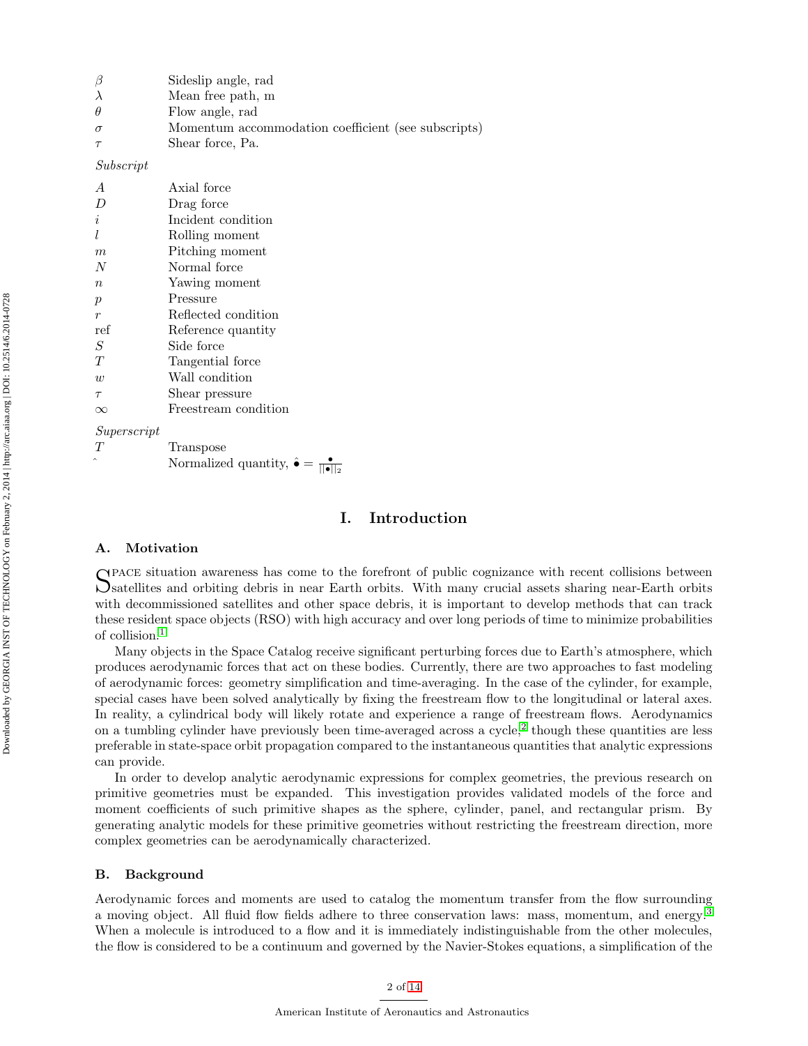| | |
|---|---|
| $\beta$ | Sideslip angle, rad |
| $\lambda$ | Mean free path, m |
| $\theta$ | Flow angle, rad |
| $\sigma$ | Momentum accommodation coefficient (see subscripts) |
| $\tau$ | Shear force, Pa. |

*Subscript*

| | |
|---|---|
| $A$ | Axial force |
| $D$ | Drag force |
| $i$ | Incident condition |
| $l$ | Rolling moment |
| $m$ | Pitching moment |
| $N$ | Normal force |
| $n$ | Yawing moment |
| $p$ | Pressure |
| $r$ | Reflected condition |
| ref | Reference quantity |
| $S$ | Side force |
| $T$ | Tangential force |
| $w$ | Wall condition |
| $\tau$ | Shear pressure |
| $\infty$ | Freestream condition |

*Superscript*

| | |
|---|---|
| $T$ | Transpose |
| $\hat{}$ | Normalized quantity, $\hat{\bullet} = \frac{\bullet}{\|\|\bullet\|\|_2}$ |

# I. Introduction

## A. Motivation

Space situation awareness has come to the forefront of public cognizance with recent collisions between satellites and orbiting debris in near Earth orbits. With many crucial assets sharing near-Earth orbits with decommissioned satellites and other space debris, it is important to develop methods that can track these resident space objects (RSO) with high accuracy and over long periods of time to minimize probabilities of collision.[1]

Many objects in the Space Catalog receive significant perturbing forces due to Earth's atmosphere, which produces aerodynamic forces that act on these bodies. Currently, there are two approaches to fast modeling of aerodynamic forces: geometry simplification and time-averaging. In the case of the cylinder, for example, special cases have been solved analytically by fixing the freestream flow to the longitudinal or lateral axes. In reality, a cylindrical body will likely rotate and experience a range of freestream flows. Aerodynamics on a tumbling cylinder have previously been time-averaged across a cycle,[2] though these quantities are less preferable in state-space orbit propagation compared to the instantaneous quantities that analytic expressions can provide.

In order to develop analytic aerodynamic expressions for complex geometries, the previous research on primitive geometries must be expanded. This investigation provides validated models of the force and moment coefficients of such primitive shapes as the sphere, cylinder, panel, and rectangular prism. By generating analytic models for these primitive geometries without restricting the freestream direction, more complex geometries can be aerodynamically characterized.

## B. Background

Aerodynamic forces and moments are used to catalog the momentum transfer from the flow surrounding a moving object. All fluid flow fields adhere to three conservation laws: mass, momentum, and energy.[3] When a molecule is introduced to a flow and it is immediately indistinguishable from the other molecules, the flow is considered to be a continuum and governed by the Navier-Stokes equations, a simplification of the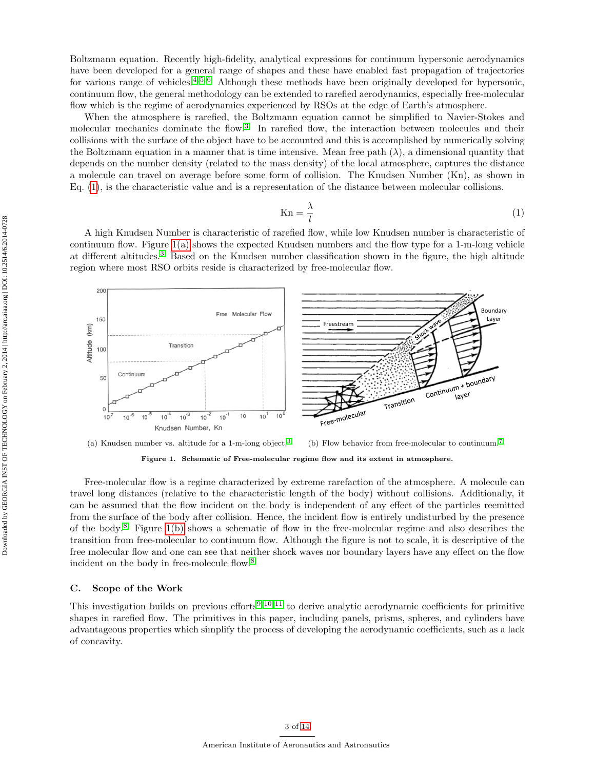Boltzmann equation. Recently high-fidelity, analytical expressions for continuum hypersonic aerodynamics have been developed for a general range of shapes and these have enabled fast propagation of trajectories for various range of vehicles.[4][5][6] Although these methods have been originally developed for hypersonic, continuum flow, the general methodology can be extended to rarefied aerodynamics, especially free-molecular flow which is the regime of aerodynamics experienced by RSOs at the edge of Earth's atmosphere.

When the atmosphere is rarefied, the Boltzmann equation cannot be simplified to Navier-Stokes and molecular mechanics dominate the flow.[3] In rarefied flow, the interaction between molecules and their collisions with the surface of the object have to be accounted and this is accomplished by numerically solving the Boltzmann equation in a manner that is time intensive. Mean free path ($\lambda$), a dimensional quantity that depends on the number density (related to the mass density) of the local atmosphere, captures the distance a molecule can travel on average before some form of collision. The Knudsen Number (Kn), as shown in Eq. (1), is the characteristic value and is a representation of the distance between molecular collisions.

$$\text{Kn} = \frac{\lambda}{l} \tag{1}$$

A high Knudsen Number is characteristic of rarefied flow, while low Knudsen number is characteristic of continuum flow. Figure 1(a) shows the expected Knudsen numbers and the flow type for a 1-m-long vehicle at different altitudes.[3] Based on the Knudsen number classification shown in the figure, the high altitude region where most RSO orbits reside is characterized by free-molecular flow.

(a) Knudsen number vs. altitude for a 1-m-long object.[3] (b) Flow behavior from free-molecular to continuum.[7]

**Figure 1. Schematic of Free-molecular regime flow and its extent in atmosphere.**

Free-molecular flow is a regime characterized by extreme rarefaction of the atmosphere. A molecule can travel long distances (relative to the characteristic length of the body) without collisions. Additionally, it can be assumed that the flow incident on the body is independent of any effect of the particles reemitted from the surface of the body after collision. Hence, the incident flow is entirely undisturbed by the presence of the body.[8] Figure 1(b) shows a schematic of flow in the free-molecular regime and also describes the transition from free-molecular to continuum flow. Although the figure is not to scale, it is descriptive of the free molecular flow and one can see that neither shock waves nor boundary layers have any effect on the flow incident on the body in free-molecule flow.[8]

### C. Scope of the Work

This investigation builds on previous efforts[9][10][11] to derive analytic aerodynamic coefficients for primitive shapes in rarefied flow. The primitives in this paper, including panels, prisms, spheres, and cylinders have advantageous properties which simplify the process of developing the aerodynamic coefficients, such as a lack of concavity.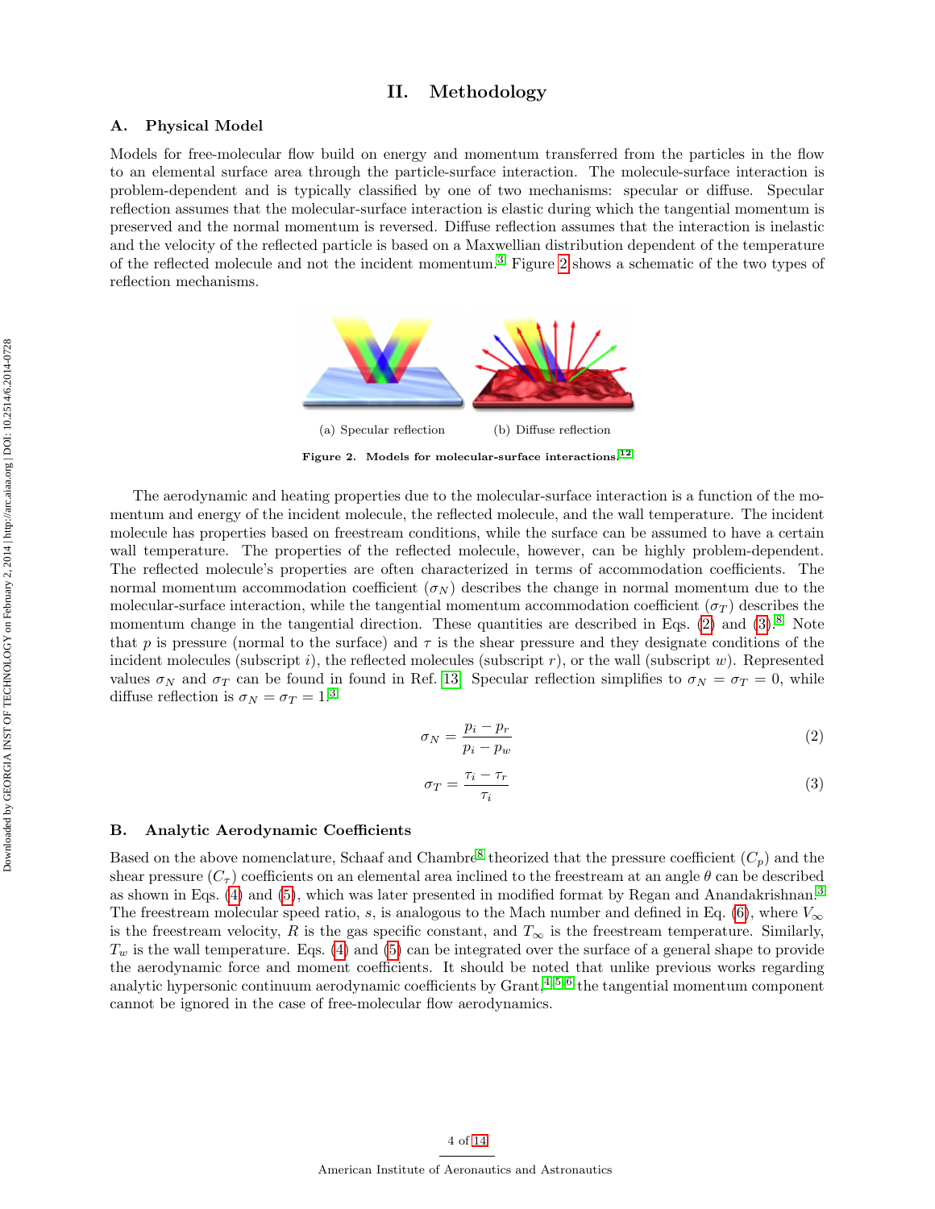## II. Methodology

### A. Physical Model

Models for free-molecular flow build on energy and momentum transferred from the particles in the flow to an elemental surface area through the particle-surface interaction. The molecule-surface interaction is problem-dependent and is typically classified by one of two mechanisms: specular or diffuse. Specular reflection assumes that the molecular-surface interaction is elastic during which the tangential momentum is preserved and the normal momentum is reversed. Diffuse reflection assumes that the interaction is inelastic and the velocity of the reflected particle is based on a Maxwellian distribution dependent of the temperature of the reflected molecule and not the incident momentum.[3] Figure 2 shows a schematic of the two types of reflection mechanisms.

(a) Specular reflection (b) Diffuse reflection

**Figure 2. Models for molecular-surface interactions.[12]**

The aerodynamic and heating properties due to the molecular-surface interaction is a function of the momentum and energy of the incident molecule, the reflected molecule, and the wall temperature. The incident molecule has properties based on freestream conditions, while the surface can be assumed to have a certain wall temperature. The properties of the reflected molecule, however, can be highly problem-dependent. The reflected molecule's properties are often characterized in terms of accommodation coefficients. The normal momentum accommodation coefficient ($\sigma_N$) describes the change in normal momentum due to the molecular-surface interaction, while the tangential momentum accommodation coefficient ($\sigma_T$) describes the momentum change in the tangential direction. These quantities are described in Eqs. (2) and (3).[8] Note that $p$ is pressure (normal to the surface) and $\tau$ is the shear pressure and they designate conditions of the incident molecules (subscript $i$), the reflected molecules (subscript $r$), or the wall (subscript $w$). Represented values $\sigma_N$ and $\sigma_T$ can be found in found in Ref. 13. Specular reflection simplifies to $\sigma_N = \sigma_T = 0$, while diffuse reflection is $\sigma_N = \sigma_T = 1$.[3]

$$\sigma_N = \frac{p_i - p_r}{p_i - p_w} \tag{2}$$

$$\sigma_T = \frac{\tau_i - \tau_r}{\tau_i} \tag{3}$$

### B. Analytic Aerodynamic Coefficients

Based on the above nomenclature, Schaaf and Chambre[8] theorized that the pressure coefficient ($C_p$) and the shear pressure ($C_\tau$) coefficients on an elemental area inclined to the freestream at an angle $\theta$ can be described as shown in Eqs. (4) and (5), which was later presented in modified format by Regan and Anandakrishnan.[3] The freestream molecular speed ratio, $s$, is analogous to the Mach number and defined in Eq. (6), where $V_\infty$ is the freestream velocity, $R$ is the gas specific constant, and $T_\infty$ is the freestream temperature. Similarly, $T_w$ is the wall temperature. Eqs. (4) and (5) can be integrated over the surface of a general shape to provide the aerodynamic force and moment coefficients. It should be noted that unlike previous works regarding analytic hypersonic continuum aerodynamic coefficients by Grant,[4,5,6] the tangential momentum component cannot be ignored in the case of free-molecular flow aerodynamics.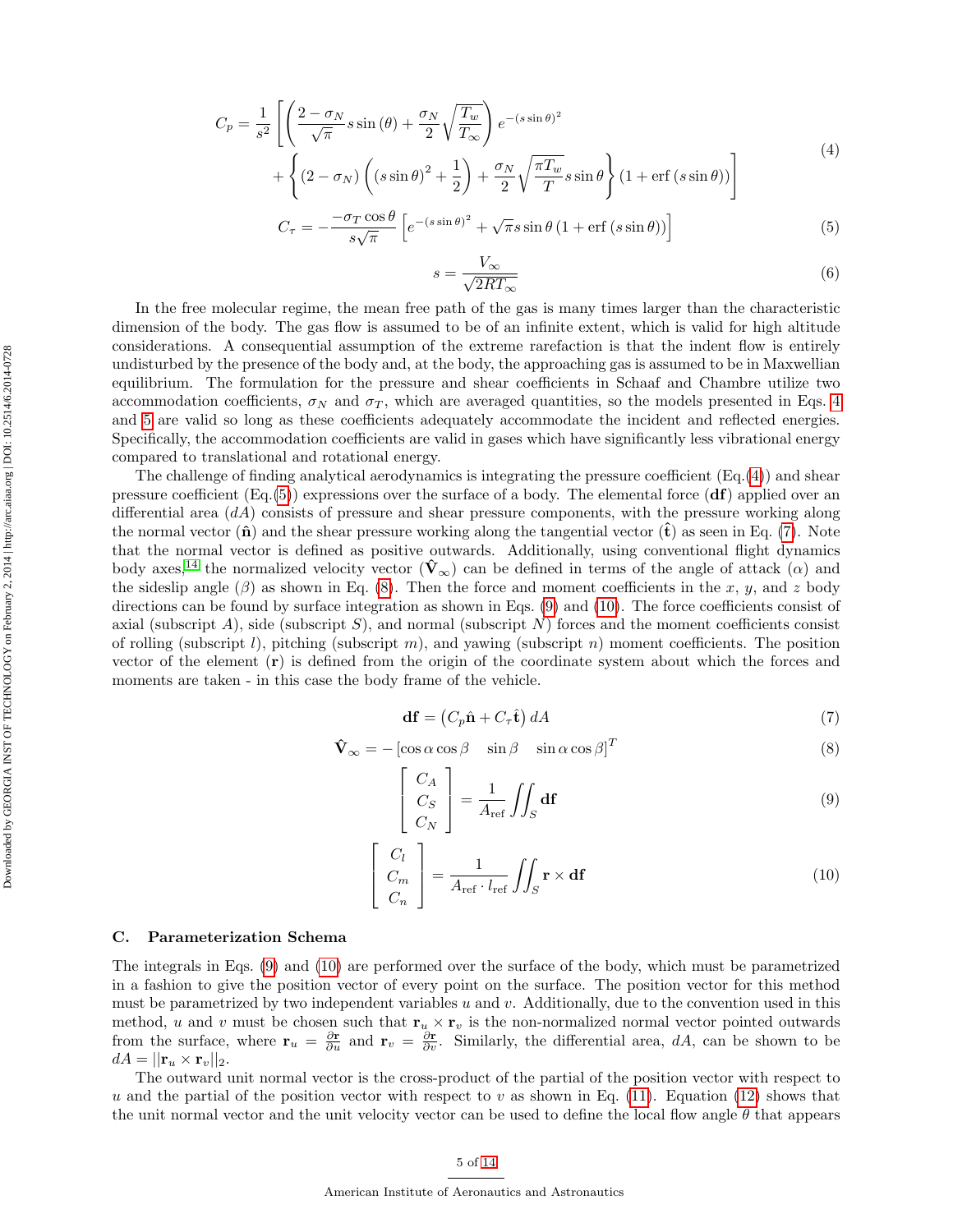$$
C_p = \frac{1}{s^2}\left[\left(\frac{2-\sigma_N}{\sqrt{\pi}} s\sin(\theta) + \frac{\sigma_N}{2}\sqrt{\frac{T_w}{T_\infty}}\right)e^{-(s\sin\theta)^2} + \left\{(2-\sigma_N)\left((s\sin\theta)^2 + \frac{1}{2}\right) + \frac{\sigma_N}{2}\sqrt{\frac{\pi T_w}{T}} s\sin\theta\right\}(1+\text{erf}(s\sin\theta))\right] \tag{4}
$$

$$
C_\tau = -\frac{-\sigma_T\cos\theta}{s\sqrt{\pi}}\left[e^{-(s\sin\theta)^2} + \sqrt{\pi}s\sin\theta\,(1+\text{erf}(s\sin\theta))\right] \tag{5}
$$

$$
s = \frac{V_\infty}{\sqrt{2RT_\infty}} \tag{6}
$$

In the free molecular regime, the mean free path of the gas is many times larger than the characteristic dimension of the body. The gas flow is assumed to be of an infinite extent, which is valid for high altitude considerations. A consequential assumption of the extreme rarefaction is that the indent flow is entirely undisturbed by the presence of the body and, at the body, the approaching gas is assumed to be in Maxwellian equilibrium. The formulation for the pressure and shear coefficients in Schaaf and Chambre utilize two accommodation coefficients, $\sigma_N$ and $\sigma_T$, which are averaged quantities, so the models presented in Eqs. 4 and 5 are valid so long as these coefficients adequately accommodate the incident and reflected energies. Specifically, the accommodation coefficients are valid in gases which have significantly less vibrational energy compared to translational and rotational energy.

The challenge of finding analytical aerodynamics is integrating the pressure coefficient (Eq.(4)) and shear pressure coefficient (Eq.(5)) expressions over the surface of a body. The elemental force ($\mathbf{df}$) applied over an differential area ($dA$) consists of pressure and shear pressure components, with the pressure working along the normal vector ($\hat{\mathbf{n}}$) and the shear pressure working along the tangential vector ($\hat{\mathbf{t}}$) as seen in Eq. (7). Note that the normal vector is defined as positive outwards. Additionally, using conventional flight dynamics body axes,[14] the normalized velocity vector ($\hat{\mathbf{V}}_\infty$) can be defined in terms of the angle of attack ($\alpha$) and the sideslip angle ($\beta$) as shown in Eq. (8). Then the force and moment coefficients in the $x$, $y$, and $z$ body directions can be found by surface integration as shown in Eqs. (9) and (10). The force coefficients consist of axial (subscript $A$), side (subscript $S$), and normal (subscript $N$) forces and the moment coefficients consist of rolling (subscript $l$), pitching (subscript $m$), and yawing (subscript $n$) moment coefficients. The position vector of the element ($\mathbf{r}$) is defined from the origin of the coordinate system about which the forces and moments are taken - in this case the body frame of the vehicle.

$$
\mathbf{df} = \left(C_p\hat{\mathbf{n}} + C_\tau\hat{\mathbf{t}}\right)dA \tag{7}
$$

$$
\hat{\mathbf{V}}_\infty = -\left[\cos\alpha\cos\beta \quad \sin\beta \quad \sin\alpha\cos\beta\right]^T \tag{8}
$$

$$
\begin{bmatrix} C_A \\ C_S \\ C_N \end{bmatrix} = \frac{1}{A_{\text{ref}}}\iint_S \mathbf{df} \tag{9}
$$

$$
\begin{bmatrix} C_l \\ C_m \\ C_n \end{bmatrix} = \frac{1}{A_{\text{ref}}\cdot l_{\text{ref}}}\iint_S \mathbf{r}\times\mathbf{df} \tag{10}
$$

### C. Parameterization Schema

The integrals in Eqs. (9) and (10) are performed over the surface of the body, which must be parametrized in a fashion to give the position vector of every point on the surface. The position vector for this method must be parametrized by two independent variables $u$ and $v$. Additionally, due to the convention used in this method, $u$ and $v$ must be chosen such that $\mathbf{r}_u \times \mathbf{r}_v$ is the non-normalized normal vector pointed outwards from the surface, where $\mathbf{r}_u = \frac{\partial \mathbf{r}}{\partial u}$ and $\mathbf{r}_v = \frac{\partial \mathbf{r}}{\partial v}$. Similarly, the differential area, $dA$, can be shown to be $dA = ||\mathbf{r}_u \times \mathbf{r}_v||_2$.

The outward unit normal vector is the cross-product of the partial of the position vector with respect to $u$ and the partial of the position vector with respect to $v$ as shown in Eq. (11). Equation (12) shows that the unit normal vector and the unit velocity vector can be used to define the local flow angle $\theta$ that appears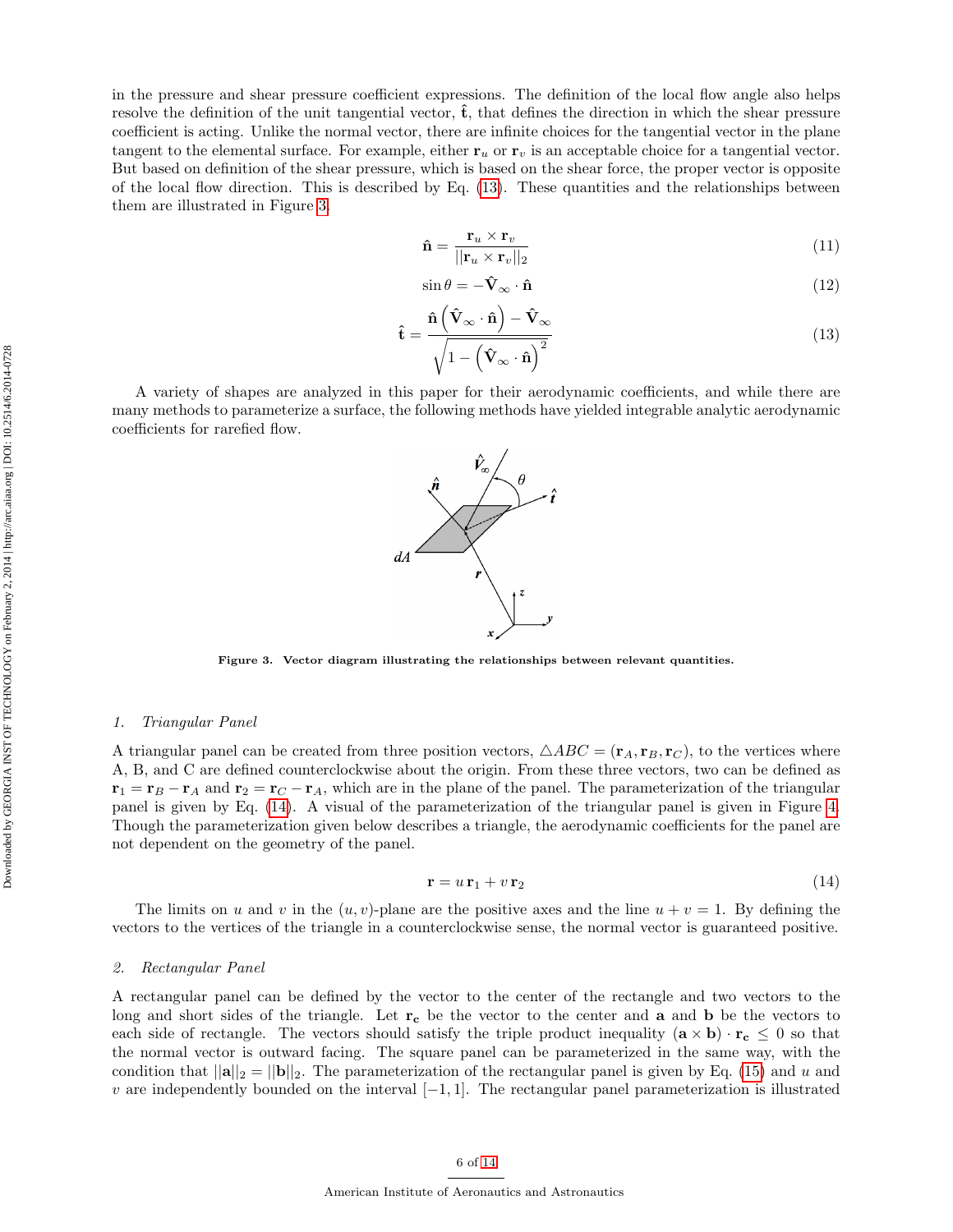in the pressure and shear pressure coefficient expressions. The definition of the local flow angle also helps resolve the definition of the unit tangential vector, $\hat{\mathbf{t}}$, that defines the direction in which the shear pressure coefficient is acting. Unlike the normal vector, there are infinite choices for the tangential vector in the plane tangent to the elemental surface. For example, either $\mathbf{r}_u$ or $\mathbf{r}_v$ is an acceptable choice for a tangential vector. But based on definition of the shear pressure, which is based on the shear force, the proper vector is opposite of the local flow direction. This is described by Eq. (13). These quantities and the relationships between them are illustrated in Figure 3.

$$\hat{\mathbf{n}} = \frac{\mathbf{r}_u \times \mathbf{r}_v}{||\mathbf{r}_u \times \mathbf{r}_v||_2} \tag{11}$$

$$\sin\theta = -\hat{\mathbf{V}}_\infty \cdot \hat{\mathbf{n}} \tag{12}$$

$$\hat{\mathbf{t}} = \frac{\hat{\mathbf{n}}\left(\hat{\mathbf{V}}_\infty \cdot \hat{\mathbf{n}}\right) - \hat{\mathbf{V}}_\infty}{\sqrt{1 - \left(\hat{\mathbf{V}}_\infty \cdot \hat{\mathbf{n}}\right)^2}} \tag{13}$$

A variety of shapes are analyzed in this paper for their aerodynamic coefficients, and while there are many methods to parameterize a surface, the following methods have yielded integrable analytic aerodynamic coefficients for rarefied flow.

**Figure 3. Vector diagram illustrating the relationships between relevant quantities.**

### 1. Triangular Panel

A triangular panel can be created from three position vectors, $\triangle ABC = (\mathbf{r}_A, \mathbf{r}_B, \mathbf{r}_C)$, to the vertices where A, B, and C are defined counterclockwise about the origin. From these three vectors, two can be defined as $\mathbf{r}_1 = \mathbf{r}_B - \mathbf{r}_A$ and $\mathbf{r}_2 = \mathbf{r}_C - \mathbf{r}_A$, which are in the plane of the panel. The parameterization of the triangular panel is given by Eq. (14). A visual of the parameterization of the triangular panel is given in Figure 4. Though the parameterization given below describes a triangle, the aerodynamic coefficients for the panel are not dependent on the geometry of the panel.

$$\mathbf{r} = u\,\mathbf{r}_1 + v\,\mathbf{r}_2 \tag{14}$$

The limits on $u$ and $v$ in the $(u, v)$-plane are the positive axes and the line $u + v = 1$. By defining the vectors to the vertices of the triangle in a counterclockwise sense, the normal vector is guaranteed positive.

### 2. Rectangular Panel

A rectangular panel can be defined by the vector to the center of the rectangle and two vectors to the long and short sides of the triangle. Let $\mathbf{r_c}$ be the vector to the center and $\mathbf{a}$ and $\mathbf{b}$ be the vectors to each side of rectangle. The vectors should satisfy the triple product inequality $(\mathbf{a} \times \mathbf{b}) \cdot \mathbf{r_c} \leq 0$ so that the normal vector is outward facing. The square panel can be parameterized in the same way, with the condition that $||\mathbf{a}||_2 = ||\mathbf{b}||_2$. The parameterization of the rectangular panel is given by Eq. (15) and $u$ and $v$ are independently bounded on the interval $[-1, 1]$. The rectangular panel parameterization is illustrated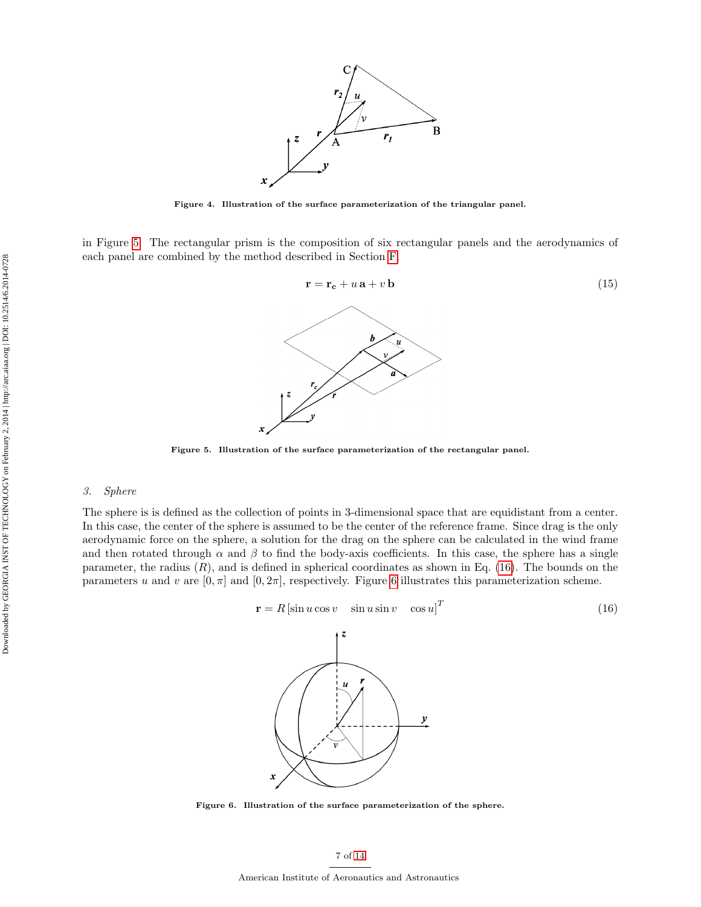Figure 4. Illustration of the surface parameterization of the triangular panel.

in Figure 5. The rectangular prism is the composition of six rectangular panels and the aerodynamics of each panel are combined by the method described in Section F.

$$\mathbf{r} = \mathbf{r_c} + u\,\mathbf{a} + v\,\mathbf{b} \tag{15}$$

Figure 5. Illustration of the surface parameterization of the rectangular panel.

### *3. Sphere*

The sphere is is defined as the collection of points in 3-dimensional space that are equidistant from a center. In this case, the center of the sphere is assumed to be the center of the reference frame. Since drag is the only aerodynamic force on the sphere, a solution for the drag on the sphere can be calculated in the wind frame and then rotated through $\alpha$ and $\beta$ to find the body-axis coefficients. In this case, the sphere has a single parameter, the radius ($R$), and is defined in spherical coordinates as shown in Eq. (16). The bounds on the parameters $u$ and $v$ are $[0, \pi]$ and $[0, 2\pi]$, respectively. Figure 6 illustrates this parameterization scheme.

$$\mathbf{r} = R\left[\sin u \cos v \quad \sin u \sin v \quad \cos u\right]^T \tag{16}$$

Figure 6. Illustration of the surface parameterization of the sphere.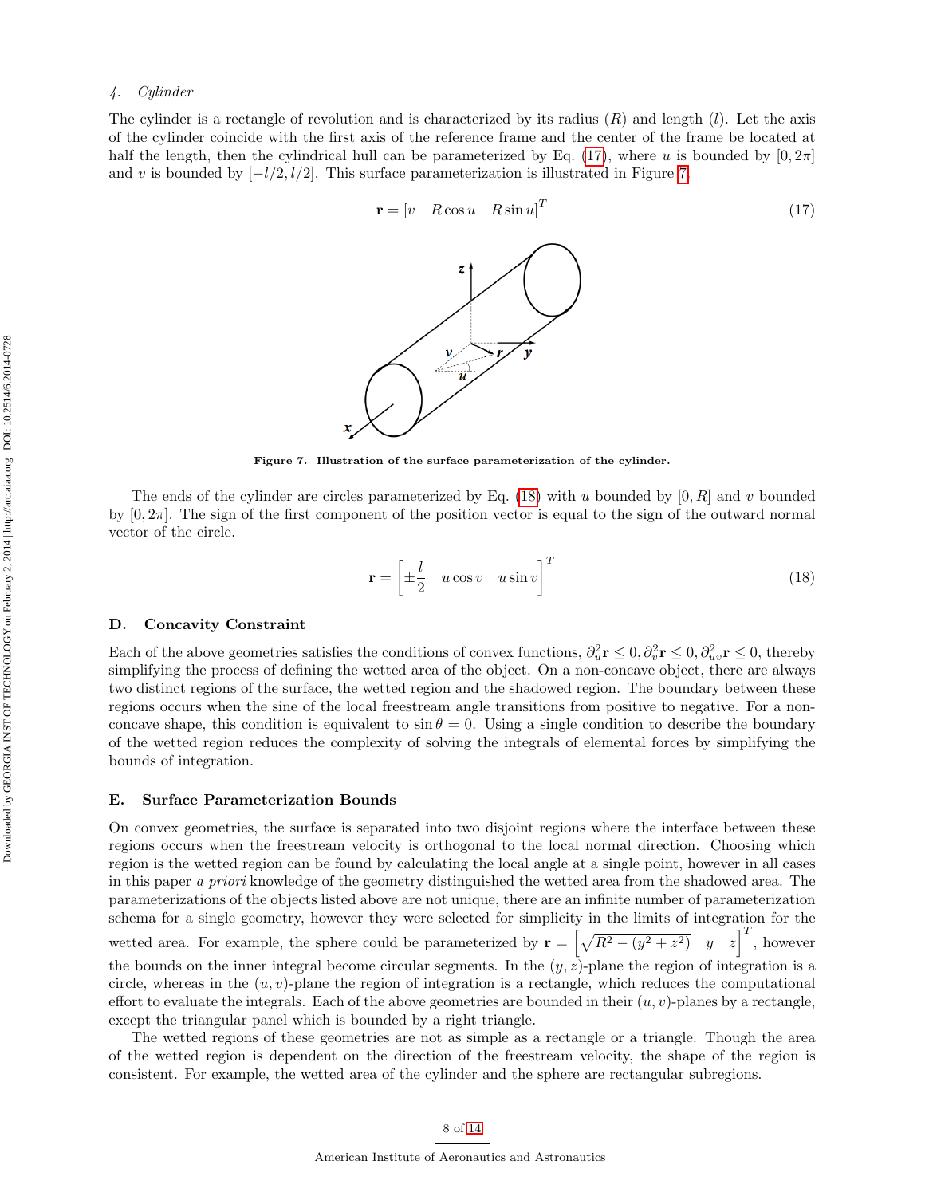#### 4. Cylinder

The cylinder is a rectangle of revolution and is characterized by its radius ($R$) and length ($l$). Let the axis of the cylinder coincide with the first axis of the reference frame and the center of the frame be located at half the length, then the cylindrical hull can be parameterized by Eq. (17), where $u$ is bounded by $[0, 2\pi]$ and $v$ is bounded by $[-l/2, l/2]$. This surface parameterization is illustrated in Figure 7.

$$\mathbf{r} = \begin{bmatrix} v & R\cos u & R\sin u \end{bmatrix}^T \tag{17}$$

**Figure 7. Illustration of the surface parameterization of the cylinder.**

The ends of the cylinder are circles parameterized by Eq. (18) with $u$ bounded by $[0, R]$ and $v$ bounded by $[0, 2\pi]$. The sign of the first component of the position vector is equal to the sign of the outward normal vector of the circle.

$$\mathbf{r} = \begin{bmatrix} \pm\frac{l}{2} & u\cos v & u\sin v \end{bmatrix}^T \tag{18}$$

### D. Concavity Constraint

Each of the above geometries satisfies the conditions of convex functions, $\partial_u^2 \mathbf{r} \leq 0, \partial_v^2 \mathbf{r} \leq 0, \partial_{uv}^2 \mathbf{r} \leq 0$, thereby simplifying the process of defining the wetted area of the object. On a non-concave object, there are always two distinct regions of the surface, the wetted region and the shadowed region. The boundary between these regions occurs when the sine of the local freestream angle transitions from positive to negative. For a non-concave shape, this condition is equivalent to $\sin\theta = 0$. Using a single condition to describe the boundary of the wetted region reduces the complexity of solving the integrals of elemental forces by simplifying the bounds of integration.

### E. Surface Parameterization Bounds

On convex geometries, the surface is separated into two disjoint regions where the interface between these regions occurs when the freestream velocity is orthogonal to the local normal direction. Choosing which region is the wetted region can be found by calculating the local angle at a single point, however in all cases in this paper *a priori* knowledge of the geometry distinguished the wetted area from the shadowed area. The parameterizations of the objects listed above are not unique, there are an infinite number of parameterization schema for a single geometry, however they were selected for simplicity in the limits of integration for the wetted area. For example, the sphere could be parameterized by $\mathbf{r} = \left[\sqrt{R^2 - (y^2 + z^2)} \quad y \quad z\right]^T$, however the bounds on the inner integral become circular segments. In the $(y, z)$-plane the region of integration is a circle, whereas in the $(u, v)$-plane the region of integration is a rectangle, which reduces the computational effort to evaluate the integrals. Each of the above geometries are bounded in their $(u, v)$-planes by a rectangle, except the triangular panel which is bounded by a right triangle.

The wetted regions of these geometries are not as simple as a rectangle or a triangle. Though the area of the wetted region is dependent on the direction of the freestream velocity, the shape of the region is consistent. For example, the wetted area of the cylinder and the sphere are rectangular subregions.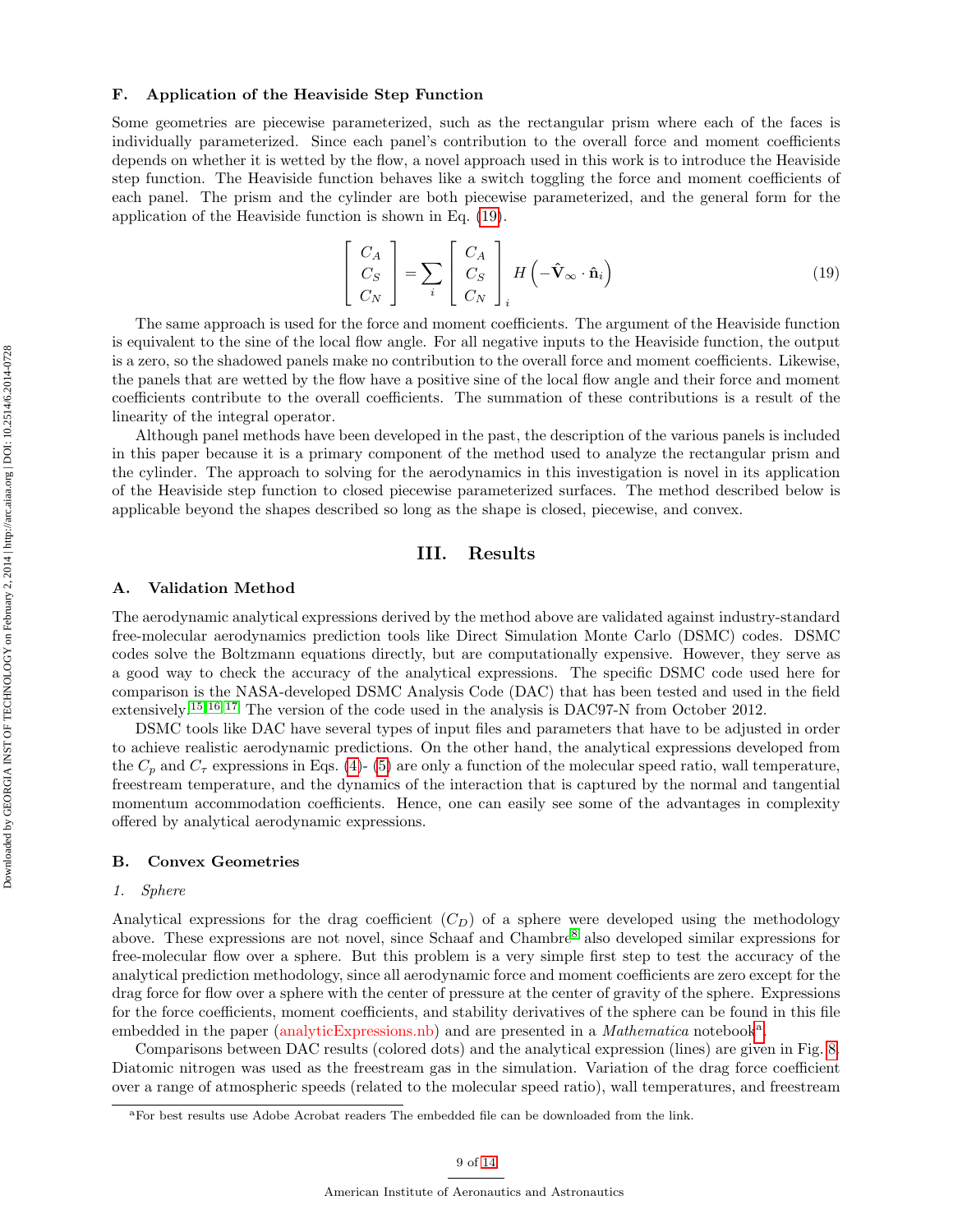### F. Application of the Heaviside Step Function

Some geometries are piecewise parameterized, such as the rectangular prism where each of the faces is individually parameterized. Since each panel's contribution to the overall force and moment coefficients depends on whether it is wetted by the flow, a novel approach used in this work is to introduce the Heaviside step function. The Heaviside function behaves like a switch toggling the force and moment coefficients of each panel. The prism and the cylinder are both piecewise parameterized, and the general form for the application of the Heaviside function is shown in Eq. (19).

$$\begin{bmatrix} C_A \\ C_S \\ C_N \end{bmatrix} = \sum_i \begin{bmatrix} C_A \\ C_S \\ C_N \end{bmatrix}_i H\left(-\hat{\mathbf{V}}_\infty \cdot \hat{\mathbf{n}}_i\right) \tag{19}$$

The same approach is used for the force and moment coefficients. The argument of the Heaviside function is equivalent to the sine of the local flow angle. For all negative inputs to the Heaviside function, the output is a zero, so the shadowed panels make no contribution to the overall force and moment coefficients. Likewise, the panels that are wetted by the flow have a positive sine of the local flow angle and their force and moment coefficients contribute to the overall coefficients. The summation of these contributions is a result of the linearity of the integral operator.

Although panel methods have been developed in the past, the description of the various panels is included in this paper because it is a primary component of the method used to analyze the rectangular prism and the cylinder. The approach to solving for the aerodynamics in this investigation is novel in its application of the Heaviside step function to closed piecewise parameterized surfaces. The method described below is applicable beyond the shapes described so long as the shape is closed, piecewise, and convex.

## III. Results

### A. Validation Method

The aerodynamic analytical expressions derived by the method above are validated against industry-standard free-molecular aerodynamics prediction tools like Direct Simulation Monte Carlo (DSMC) codes. DSMC codes solve the Boltzmann equations directly, but are computationally expensive. However, they serve as a good way to check the accuracy of the analytical expressions. The specific DSMC code used here for comparison is the NASA-developed DSMC Analysis Code (DAC) that has been tested and used in the field extensively.[15,16,17] The version of the code used in the analysis is DAC97-N from October 2012.

DSMC tools like DAC have several types of input files and parameters that have to be adjusted in order to achieve realistic aerodynamic predictions. On the other hand, the analytical expressions developed from the $C_p$ and $C_\tau$ expressions in Eqs. (4)- (5) are only a function of the molecular speed ratio, wall temperature, freestream temperature, and the dynamics of the interaction that is captured by the normal and tangential momentum accommodation coefficients. Hence, one can easily see some of the advantages in complexity offered by analytical aerodynamic expressions.

### B. Convex Geometries

#### 1. Sphere

Analytical expressions for the drag coefficient ($C_D$) of a sphere were developed using the methodology above. These expressions are not novel, since Schaaf and Chambre[8] also developed similar expressions for free-molecular flow over a sphere. But this problem is a very simple first step to test the accuracy of the analytical prediction methodology, since all aerodynamic force and moment coefficients are zero except for the drag force for flow over a sphere with the center of pressure at the center of gravity of the sphere. Expressions for the force coefficients, moment coefficients, and stability derivatives of the sphere can be found in this file embedded in the paper (analyticExpressions.nb) and are presented in a *Mathematica* notebook[a].

Comparisons between DAC results (colored dots) and the analytical expression (lines) are given in Fig. 8. Diatomic nitrogen was used as the freestream gas in the simulation. Variation of the drag force coefficient over a range of atmospheric speeds (related to the molecular speed ratio), wall temperatures, and freestream

[a] For best results use Adobe Acrobat readers The embedded file can be downloaded from the link.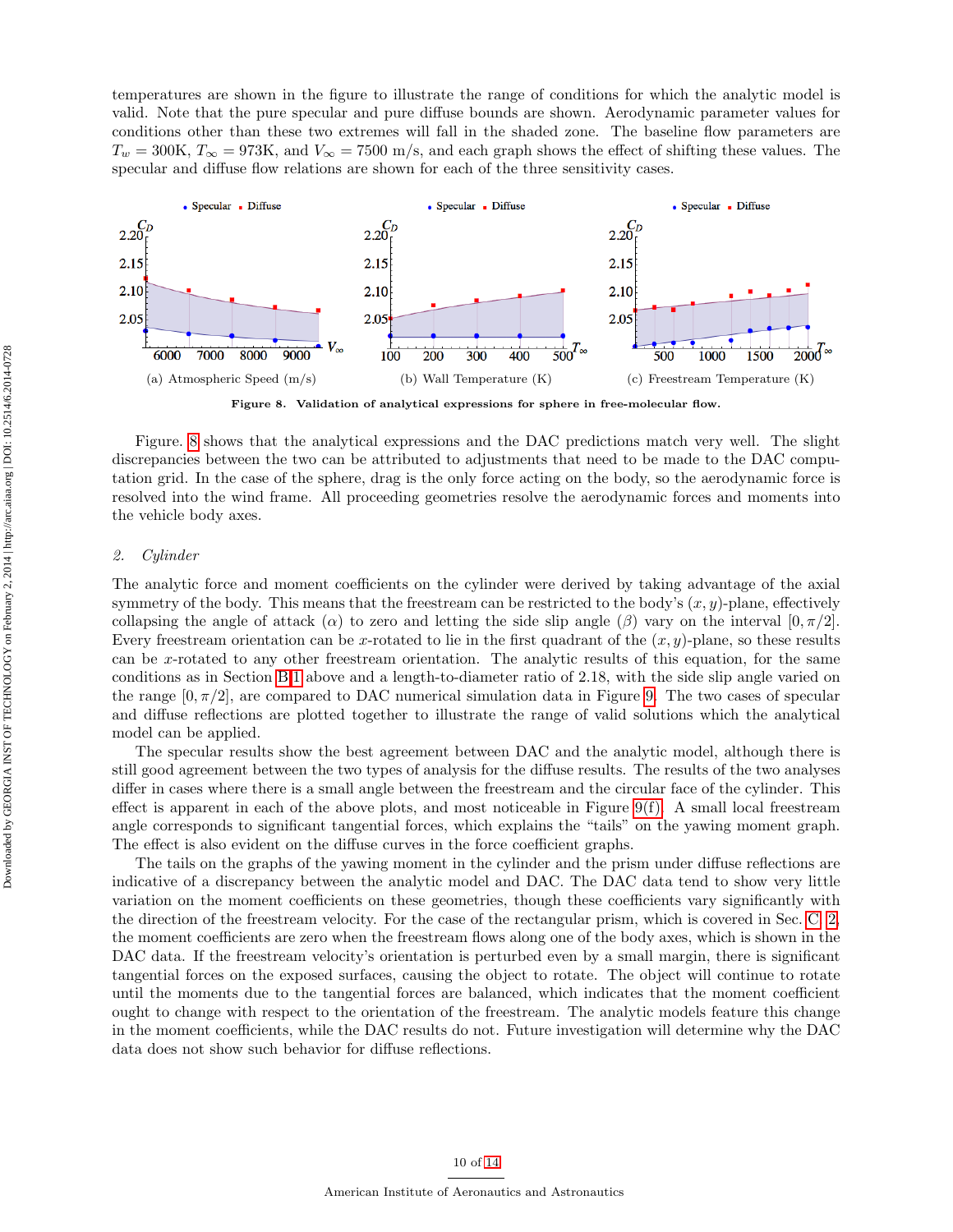temperatures are shown in the figure to illustrate the range of conditions for which the analytic model is valid. Note that the pure specular and pure diffuse bounds are shown. Aerodynamic parameter values for conditions other than these two extremes will fall in the shaded zone. The baseline flow parameters are $T_w = 300\text{K}$, $T_\infty = 973\text{K}$, and $V_\infty = 7500$ m/s, and each graph shows the effect of shifting these values. The specular and diffuse flow relations are shown for each of the three sensitivity cases.

(a) Atmospheric Speed (m/s)

(b) Wall Temperature (K)

(c) Freestream Temperature (K)

**Figure 8. Validation of analytical expressions for sphere in free-molecular flow.**

Figure. 8 shows that the analytical expressions and the DAC predictions match very well. The slight discrepancies between the two can be attributed to adjustments that need to be made to the DAC computation grid. In the case of the sphere, drag is the only force acting on the body, so the aerodynamic force is resolved into the wind frame. All proceeding geometries resolve the aerodynamic forces and moments into the vehicle body axes.

### 2. *Cylinder*

The analytic force and moment coefficients on the cylinder were derived by taking advantage of the axial symmetry of the body. This means that the freestream can be restricted to the body's $(x, y)$-plane, effectively collapsing the angle of attack ($\alpha$) to zero and letting the side slip angle ($\beta$) vary on the interval $[0, \pi/2]$. Every freestream orientation can be $x$-rotated to lie in the first quadrant of the $(x, y)$-plane, so these results can be $x$-rotated to any other freestream orientation. The analytic results of this equation, for the same conditions as in Section B.1 above and a length-to-diameter ratio of 2.18, with the side slip angle varied on the range $[0, \pi/2]$, are compared to DAC numerical simulation data in Figure 9. The two cases of specular and diffuse reflections are plotted together to illustrate the range of valid solutions which the analytical model can be applied.

The specular results show the best agreement between DAC and the analytic model, although there is still good agreement between the two types of analysis for the diffuse results. The results of the two analyses differ in cases where there is a small angle between the freestream and the circular face of the cylinder. This effect is apparent in each of the above plots, and most noticeable in Figure 9(f). A small local freestream angle corresponds to significant tangential forces, which explains the "tails" on the yawing moment graph. The effect is also evident on the diffuse curves in the force coefficient graphs.

The tails on the graphs of the yawing moment in the cylinder and the prism under diffuse reflections are indicative of a discrepancy between the analytic model and DAC. The DAC data tend to show very little variation on the moment coefficients on these geometries, though these coefficients vary significantly with the direction of the freestream velocity. For the case of the rectangular prism, which is covered in Sec. C.2, the moment coefficients are zero when the freestream flows along one of the body axes, which is shown in the DAC data. If the freestream velocity's orientation is perturbed even by a small margin, there is significant tangential forces on the exposed surfaces, causing the object to rotate. The object will continue to rotate until the moments due to the tangential forces are balanced, which indicates that the moment coefficient ought to change with respect to the orientation of the freestream. The analytic models feature this change in the moment coefficients, while the DAC results do not. Future investigation will determine why the DAC data does not show such behavior for diffuse reflections.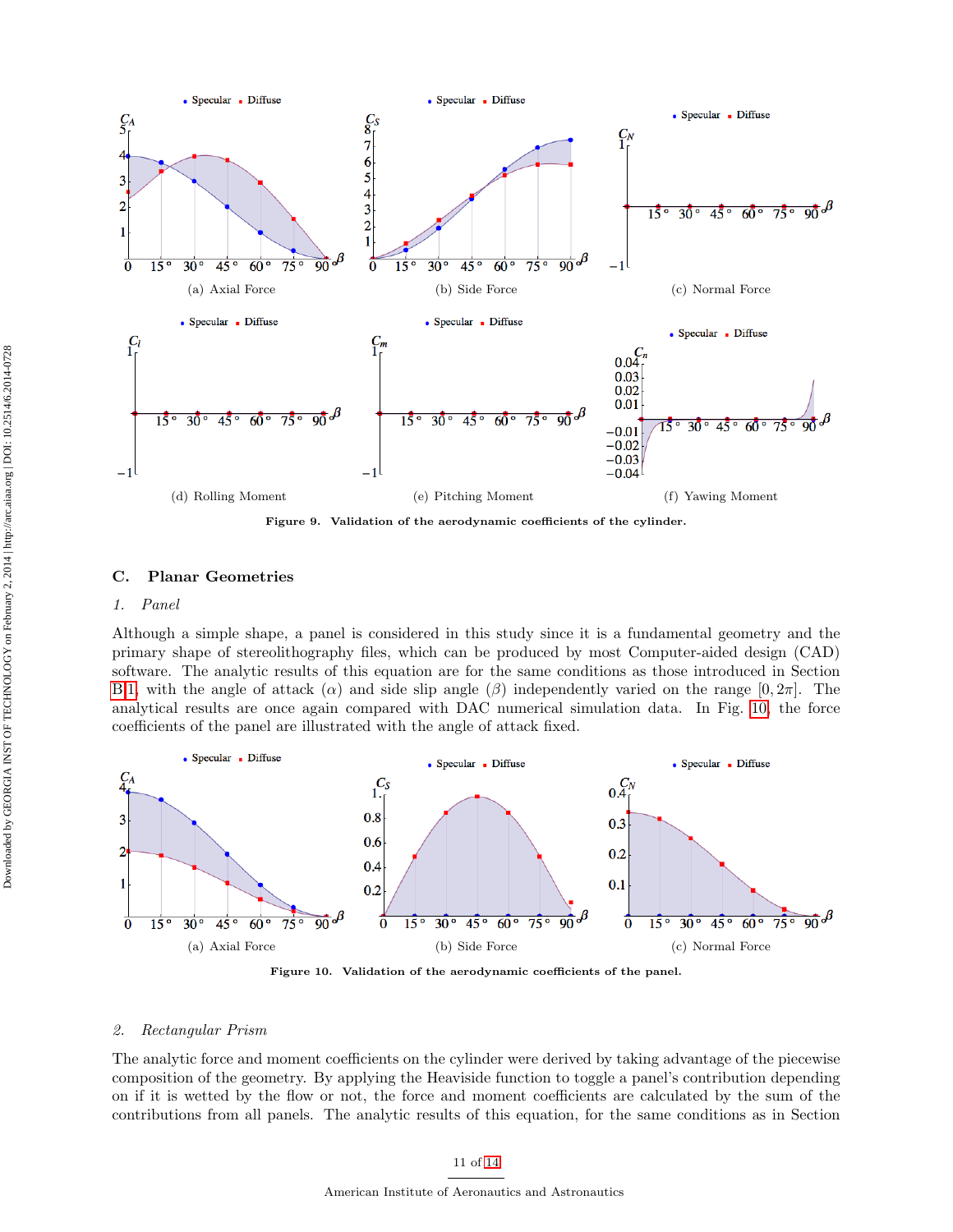(a) Axial Force

(b) Side Force

(c) Normal Force

(d) Rolling Moment

(e) Pitching Moment

(f) Yawing Moment

**Figure 9. Validation of the aerodynamic coefficients of the cylinder.**

## C. Planar Geometries

### 1. Panel

Although a simple shape, a panel is considered in this study since it is a fundamental geometry and the primary shape of stereolithography files, which can be produced by most Computer-aided design (CAD) software. The analytic results of this equation are for the same conditions as those introduced in Section B.1, with the angle of attack ($\alpha$) and side slip angle ($\beta$) independently varied on the range $[0, 2\pi]$. The analytical results are once again compared with DAC numerical simulation data. In Fig. 10, the force coefficients of the panel are illustrated with the angle of attack fixed.

(a) Axial Force

(b) Side Force

(c) Normal Force

**Figure 10. Validation of the aerodynamic coefficients of the panel.**

### 2. Rectangular Prism

The analytic force and moment coefficients on the cylinder were derived by taking advantage of the piecewise composition of the geometry. By applying the Heaviside function to toggle a panel's contribution depending on if it is wetted by the flow or not, the force and moment coefficients are calculated by the sum of the contributions from all panels. The analytic results of this equation, for the same conditions as in Section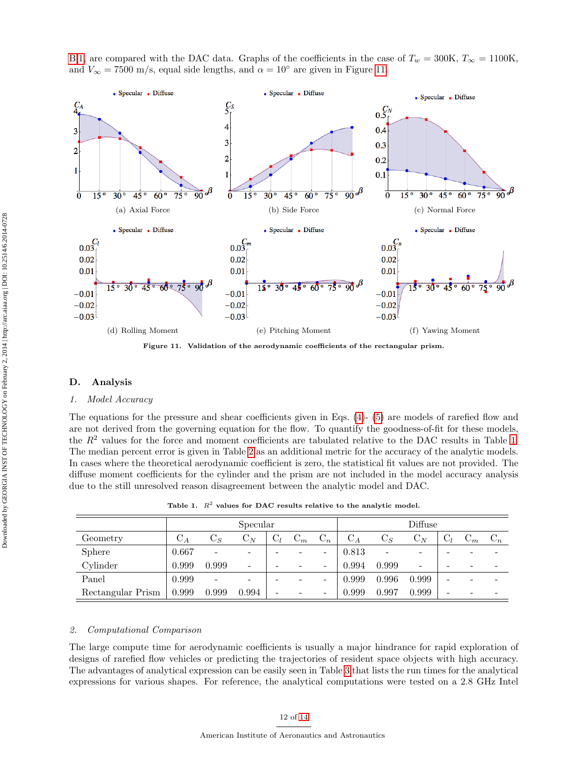B.1 are compared with the DAC data. Graphs of the coefficients in the case of $T_w = 300$K, $T_\infty = 1100$K, and $V_\infty = 7500$ m/s, equal side lengths, and $\alpha = 10°$ are given in Figure 11.

(a) Axial Force (b) Side Force (c) Normal Force

(d) Rolling Moment (e) Pitching Moment (f) Yawing Moment

**Figure 11. Validation of the aerodynamic coefficients of the rectangular prism.**

## D. Analysis

### 1. Model Accuracy

The equations for the pressure and shear coefficients given in Eqs. (4)- (5) are models of rarefied flow and are not derived from the governing equation for the flow. To quantify the goodness-of-fit for these models, the $R^2$ values for the force and moment coefficients are tabulated relative to the DAC results in Table 1. The median percent error is given in Table 2 as an additional metric for the accuracy of the analytic models. In cases where the theoretical aerodynamic coefficient is zero, the statistical fit values are not provided. The diffuse moment coefficients for the cylinder and the prism are not included in the model accuracy analysis due to the still unresolved reason disagreement between the analytic model and DAC.

**Table 1. $R^2$ values for DAC results relative to the analytic model.**

| | Specular | | | | | | Diffuse | | | | | |
|---|---|---|---|---|---|---|---|---|---|---|---|---|
| Geometry | $C_A$ | $C_S$ | $C_N$ | $C_l$ | $C_m$ | $C_n$ | $C_A$ | $C_S$ | $C_N$ | $C_l$ | $C_m$ | $C_n$ |
| Sphere | 0.667 | - | - | - | - | - | 0.813 | - | - | - | - | - |
| Cylinder | 0.999 | 0.999 | - | - | - | - | 0.994 | 0.999 | - | - | - | - |
| Panel | 0.999 | - | - | - | - | - | 0.999 | 0.996 | 0.999 | - | - | - |
| Rectangular Prism | 0.999 | 0.999 | 0.994 | - | - | - | 0.999 | 0.997 | 0.999 | - | - | - |

### 2. Computational Comparison

The large compute time for aerodynamic coefficients is usually a major hindrance for rapid exploration of designs of rarefied flow vehicles or predicting the trajectories of resident space objects with high accuracy. The advantages of analytical expression can be easily seen in Table 3 that lists the run times for the analytical expressions for various shapes. For reference, the analytical computations were tested on a 2.8 GHz Intel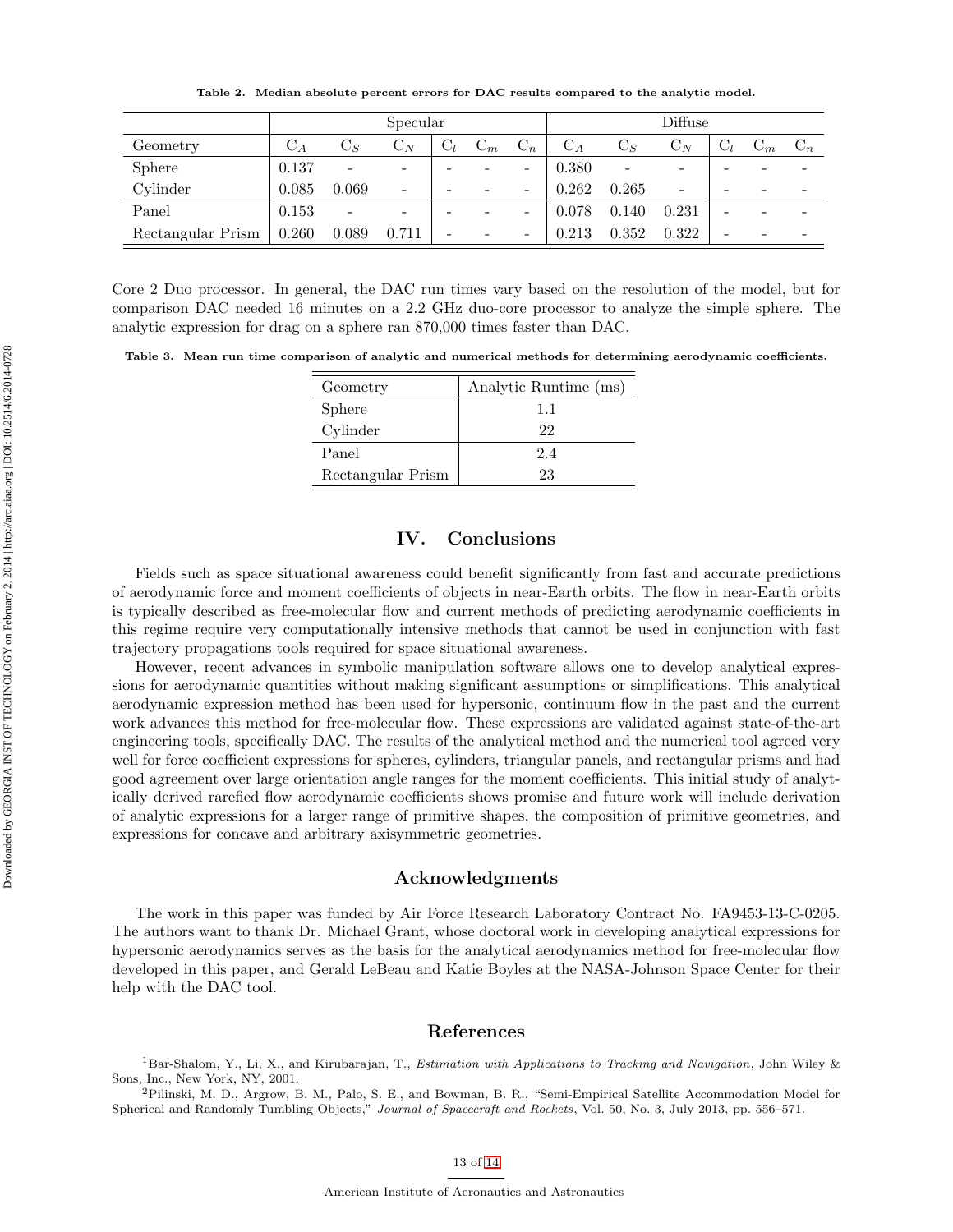Table 2. Median absolute percent errors for DAC results compared to the analytic model.

| | Specular | | | | | | Diffuse | | | | | |
|---|---|---|---|---|---|---|---|---|---|---|---|---|
| Geometry | $C_A$ | $C_S$ | $C_N$ | $C_l$ | $C_m$ | $C_n$ | $C_A$ | $C_S$ | $C_N$ | $C_l$ | $C_m$ | $C_n$ |
| Sphere | 0.137 | - | - | - | - | - | 0.380 | - | - | - | - | - |
| Cylinder | 0.085 | 0.069 | - | - | - | - | 0.262 | 0.265 | - | - | - | - |
| Panel | 0.153 | - | - | - | - | - | 0.078 | 0.140 | 0.231 | - | - | - |
| Rectangular Prism | 0.260 | 0.089 | 0.711 | - | - | - | 0.213 | 0.352 | 0.322 | - | - | - |

Core 2 Duo processor. In general, the DAC run times vary based on the resolution of the model, but for comparison DAC needed 16 minutes on a 2.2 GHz duo-core processor to analyze the simple sphere. The analytic expression for drag on a sphere ran 870,000 times faster than DAC.

Table 3. Mean run time comparison of analytic and numerical methods for determining aerodynamic coefficients.

| Geometry | Analytic Runtime (ms) |
|---|---|
| Sphere | 1.1 |
| Cylinder | 22 |
| Panel | 2.4 |
| Rectangular Prism | 23 |

## IV. Conclusions

Fields such as space situational awareness could benefit significantly from fast and accurate predictions of aerodynamic force and moment coefficients of objects in near-Earth orbits. The flow in near-Earth orbits is typically described as free-molecular flow and current methods of predicting aerodynamic coefficients in this regime require very computationally intensive methods that cannot be used in conjunction with fast trajectory propagations tools required for space situational awareness.

However, recent advances in symbolic manipulation software allows one to develop analytical expressions for aerodynamic quantities without making significant assumptions or simplifications. This analytical aerodynamic expression method has been used for hypersonic, continuum flow in the past and the current work advances this method for free-molecular flow. These expressions are validated against state-of-the-art engineering tools, specifically DAC. The results of the analytical method and the numerical tool agreed very well for force coefficient expressions for spheres, cylinders, triangular panels, and rectangular prisms and had good agreement over large orientation angle ranges for the moment coefficients. This initial study of analytically derived rarefied flow aerodynamic coefficients shows promise and future work will include derivation of analytic expressions for a larger range of primitive shapes, the composition of primitive geometries, and expressions for concave and arbitrary axisymmetric geometries.

## Acknowledgments

The work in this paper was funded by Air Force Research Laboratory Contract No. FA9453-13-C-0205. The authors want to thank Dr. Michael Grant, whose doctoral work in developing analytical expressions for hypersonic aerodynamics serves as the basis for the analytical aerodynamics method for free-molecular flow developed in this paper, and Gerald LeBeau and Katie Boyles at the NASA-Johnson Space Center for their help with the DAC tool.

## References

[1]Bar-Shalom, Y., Li, X., and Kirubarajan, T., *Estimation with Applications to Tracking and Navigation*, John Wiley & Sons, Inc., New York, NY, 2001.

[2]Pilinski, M. D., Argrow, B. M., Palo, S. E., and Bowman, B. R., "Semi-Empirical Satellite Accommodation Model for Spherical and Randomly Tumbling Objects," *Journal of Spacecraft and Rockets*, Vol. 50, No. 3, July 2013, pp. 556–571.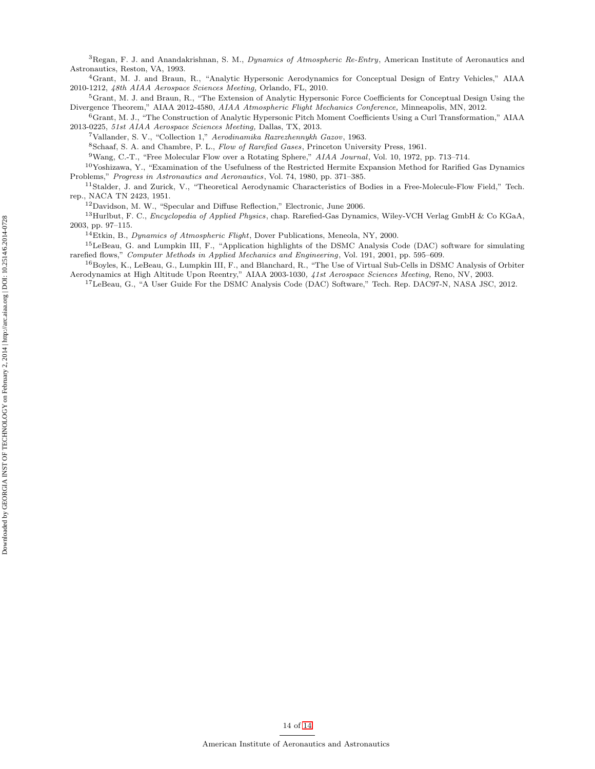[3] Regan, F. J. and Anandakrishnan, S. M., *Dynamics of Atmospheric Re-Entry*, American Institute of Aeronautics and Astronautics, Reston, VA, 1993.

[4] Grant, M. J. and Braun, R., "Analytic Hypersonic Aerodynamics for Conceptual Design of Entry Vehicles," AIAA 2010-1212, *48th AIAA Aerospace Sciences Meeting,* Orlando, FL, 2010.

[5] Grant, M. J. and Braun, R., "The Extension of Analytic Hypersonic Force Coefficients for Conceptual Design Using the Divergence Theorem," AIAA 2012-4580, *AIAA Atmospheric Flight Mechanics Conference,* Minneapolis, MN, 2012.

[6] Grant, M. J., "The Construction of Analytic Hypersonic Pitch Moment Coefficients Using a Curl Transformation," AIAA 2013-0225, *51st AIAA Aerospace Sciences Meeting,* Dallas, TX, 2013.

[7] Vallander, S. V., "Collection 1," *Aerodinamika Razrezhennykh Gazov*, 1963.

[8] Schaaf, S. A. and Chambre, P. L., *Flow of Rarefied Gases*, Princeton University Press, 1961.

[9] Wang, C.-T., "Free Molecular Flow over a Rotating Sphere," *AIAA Journal*, Vol. 10, 1972, pp. 713–714.

[10] Yoshizawa, Y., "Examination of the Usefulness of the Restricted Hermite Expansion Method for Rarified Gas Dynamics Problems," *Progress in Astronautics and Aeronautics*, Vol. 74, 1980, pp. 371–385.

[11] Stalder, J. and Zurick, V., "Theoretical Aerodynamic Characteristics of Bodies in a Free-Molecule-Flow Field," Tech. rep., NACA TN 2423, 1951.

[12] Davidson, M. W., "Specular and Diffuse Reflection," Electronic, June 2006.

[13] Hurlbut, F. C., *Encyclopedia of Applied Physics*, chap. Rarefied-Gas Dynamics, Wiley-VCH Verlag GmbH & Co KGaA, 2003, pp. 97–115.

[14] Etkin, B., *Dynamics of Atmospheric Flight*, Dover Publications, Meneola, NY, 2000.

[15] LeBeau, G. and Lumpkin III, F., "Application highlights of the DSMC Analysis Code (DAC) software for simulating rarefied flows," *Computer Methods in Applied Mechanics and Engineering*, Vol. 191, 2001, pp. 595–609.

[16] Boyles, K., LeBeau, G., Lumpkin III, F., and Blanchard, R., "The Use of Virtual Sub-Cells in DSMC Analysis of Orbiter Aerodynamics at High Altitude Upon Reentry," AIAA 2003-1030, *41st Aerospace Sciences Meeting,* Reno, NV, 2003.

[17] LeBeau, G., "A User Guide For the DSMC Analysis Code (DAC) Software," Tech. Rep. DAC97-N, NASA JSC, 2012.